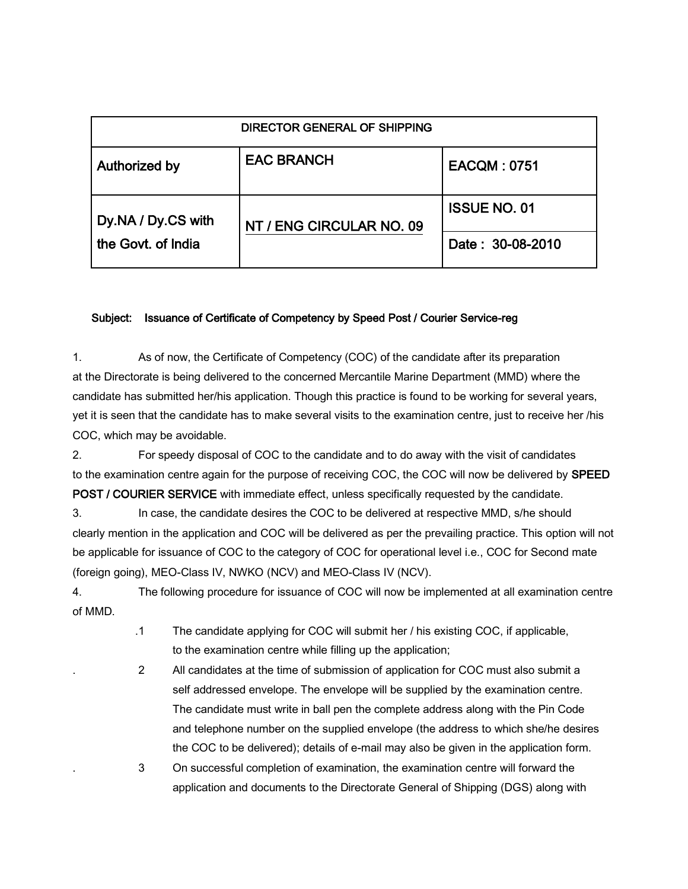| DIRECTOR GENERAL OF SHIPPING | | |
| --- | --- | --- |
| Authorized by | EAC BRANCH | EACQM : 0751 |
| Dy.NA / Dy.CS with the Govt. of India | NT / ENG CIRCULAR NO. 09 | ISSUE NO. 01 |
| | | Date : 30-08-2010 |

Subject: Issuance of Certificate of Competency by Speed Post / Courier Service-reg

1. As of now, the Certificate of Competency (COC) of the candidate after its preparation at the Directorate is being delivered to the concerned Mercantile Marine Department (MMD) where the candidate has submitted her/his application. Though this practice is found to be working for several years, yet it is seen that the candidate has to make several visits to the examination centre, just to receive her /his COC, which may be avoidable.

2. For speedy disposal of COC to the candidate and to do away with the visit of candidates to the examination centre again for the purpose of receiving COC, the COC will now be delivered by **SPEED POST / COURIER SERVICE** with immediate effect, unless specifically requested by the candidate.

3. In case, the candidate desires the COC to be delivered at respective MMD, s/he should clearly mention in the application and COC will be delivered as per the prevailing practice. This option will not be applicable for issuance of COC to the category of COC for operational level i.e., COC for Second mate (foreign going), MEO-Class IV, NWKO (NCV) and MEO-Class IV (NCV).

4. The following procedure for issuance of COC will now be implemented at all examination centre of MMD.

   .1 The candidate applying for COC will submit her / his existing COC, if applicable, to the examination centre while filling up the application;

   . 2 All candidates at the time of submission of application for COC must also submit a self addressed envelope. The envelope will be supplied by the examination centre. The candidate must write in ball pen the complete address along with the Pin Code and telephone number on the supplied envelope (the address to which she/he desires the COC to be delivered); details of e-mail may also be given in the application form.

   . 3 On successful completion of examination, the examination centre will forward the application and documents to the Directorate General of Shipping (DGS) along with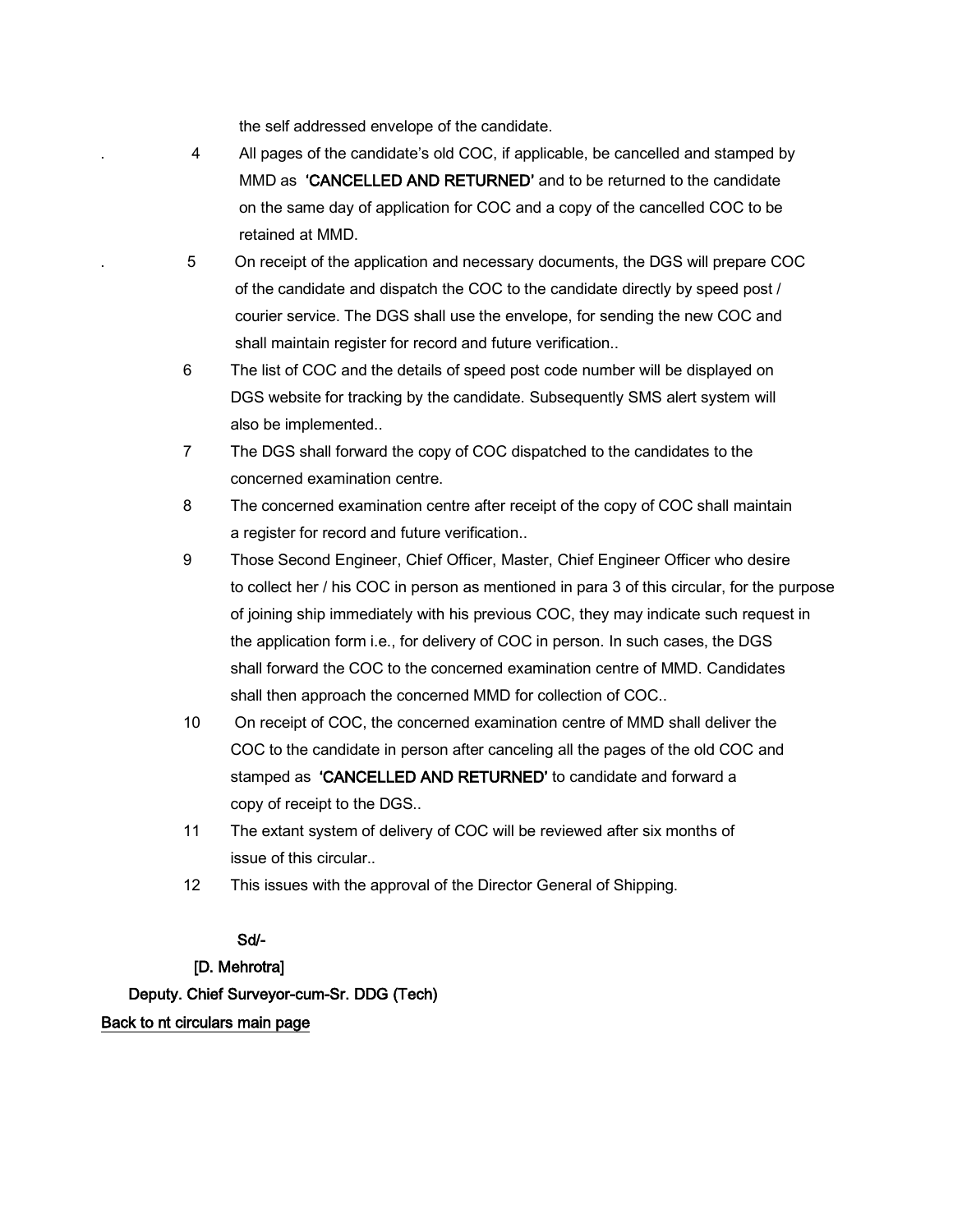the self addressed envelope of the candidate.

4. All pages of the candidate's old COC, if applicable, be cancelled and stamped by MMD as **'CANCELLED AND RETURNED'** and to be returned to the candidate on the same day of application for COC and a copy of the cancelled COC to be retained at MMD.

5. On receipt of the application and necessary documents, the DGS will prepare COC of the candidate and dispatch the COC to the candidate directly by speed post / courier service. The DGS shall use the envelope, for sending the new COC and shall maintain register for record and future verification..

6. The list of COC and the details of speed post code number will be displayed on DGS website for tracking by the candidate. Subsequently SMS alert system will also be implemented..

7. The DGS shall forward the copy of COC dispatched to the candidates to the concerned examination centre.

8. The concerned examination centre after receipt of the copy of COC shall maintain a register for record and future verification..

9. Those Second Engineer, Chief Officer, Master, Chief Engineer Officer who desire to collect her / his COC in person as mentioned in para 3 of this circular, for the purpose of joining ship immediately with his previous COC, they may indicate such request in the application form i.e., for delivery of COC in person. In such cases, the DGS shall forward the COC to the concerned examination centre of MMD. Candidates shall then approach the concerned MMD for collection of COC..

10. On receipt of COC, the concerned examination centre of MMD shall deliver the COC to the candidate in person after canceling all the pages of the old COC and stamped as **'CANCELLED AND RETURNED'** to candidate and forward a copy of receipt to the DGS..

11. The extant system of delivery of COC will be reviewed after six months of issue of this circular..

12. This issues with the approval of the Director General of Shipping.

Sd/-

[D. Mehrotra]

Deputy. Chief Surveyor-cum-Sr. DDG (Tech)

Back to nt circulars main page